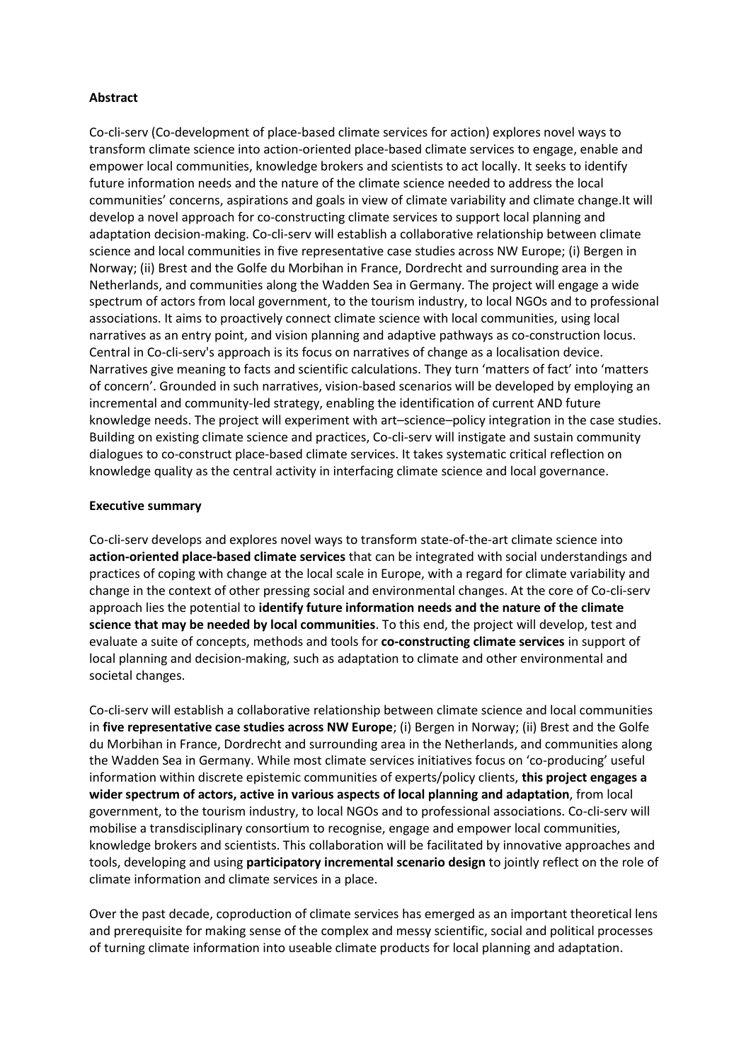**Abstract**

Co-cli-serv (Co-development of place-based climate services for action) explores novel ways to transform climate science into action-oriented place-based climate services to engage, enable and empower local communities, knowledge brokers and scientists to act locally. It seeks to identify future information needs and the nature of the climate science needed to address the local communities' concerns, aspirations and goals in view of climate variability and climate change.It will develop a novel approach for co-constructing climate services to support local planning and adaptation decision-making. Co-cli-serv will establish a collaborative relationship between climate science and local communities in five representative case studies across NW Europe; (i) Bergen in Norway; (ii) Brest and the Golfe du Morbihan in France, Dordrecht and surrounding area in the Netherlands, and communities along the Wadden Sea in Germany. The project will engage a wide spectrum of actors from local government, to the tourism industry, to local NGOs and to professional associations. It aims to proactively connect climate science with local communities, using local narratives as an entry point, and vision planning and adaptive pathways as co-construction locus. Central in Co-cli-serv's approach is its focus on narratives of change as a localisation device. Narratives give meaning to facts and scientific calculations. They turn 'matters of fact' into 'matters of concern'. Grounded in such narratives, vision-based scenarios will be developed by employing an incremental and community-led strategy, enabling the identification of current AND future knowledge needs. The project will experiment with art–science–policy integration in the case studies. Building on existing climate science and practices, Co-cli-serv will instigate and sustain community dialogues to co-construct place-based climate services. It takes systematic critical reflection on knowledge quality as the central activity in interfacing climate science and local governance.

**Executive summary**

Co-cli-serv develops and explores novel ways to transform state-of-the-art climate science into **action-oriented place-based climate services** that can be integrated with social understandings and practices of coping with change at the local scale in Europe, with a regard for climate variability and change in the context of other pressing social and environmental changes. At the core of Co-cli-serv approach lies the potential to **identify future information needs and the nature of the climate science that may be needed by local communities**. To this end, the project will develop, test and evaluate a suite of concepts, methods and tools for **co-constructing climate services** in support of local planning and decision-making, such as adaptation to climate and other environmental and societal changes.

Co-cli-serv will establish a collaborative relationship between climate science and local communities in **five representative case studies across NW Europe**; (i) Bergen in Norway; (ii) Brest and the Golfe du Morbihan in France, Dordrecht and surrounding area in the Netherlands, and communities along the Wadden Sea in Germany. While most climate services initiatives focus on 'co-producing' useful information within discrete epistemic communities of experts/policy clients, **this project engages a wider spectrum of actors, active in various aspects of local planning and adaptation**, from local government, to the tourism industry, to local NGOs and to professional associations. Co-cli-serv will mobilise a transdisciplinary consortium to recognise, engage and empower local communities, knowledge brokers and scientists. This collaboration will be facilitated by innovative approaches and tools, developing and using **participatory incremental scenario design** to jointly reflect on the role of climate information and climate services in a place.

Over the past decade, coproduction of climate services has emerged as an important theoretical lens and prerequisite for making sense of the complex and messy scientific, social and political processes of turning climate information into useable climate products for local planning and adaptation.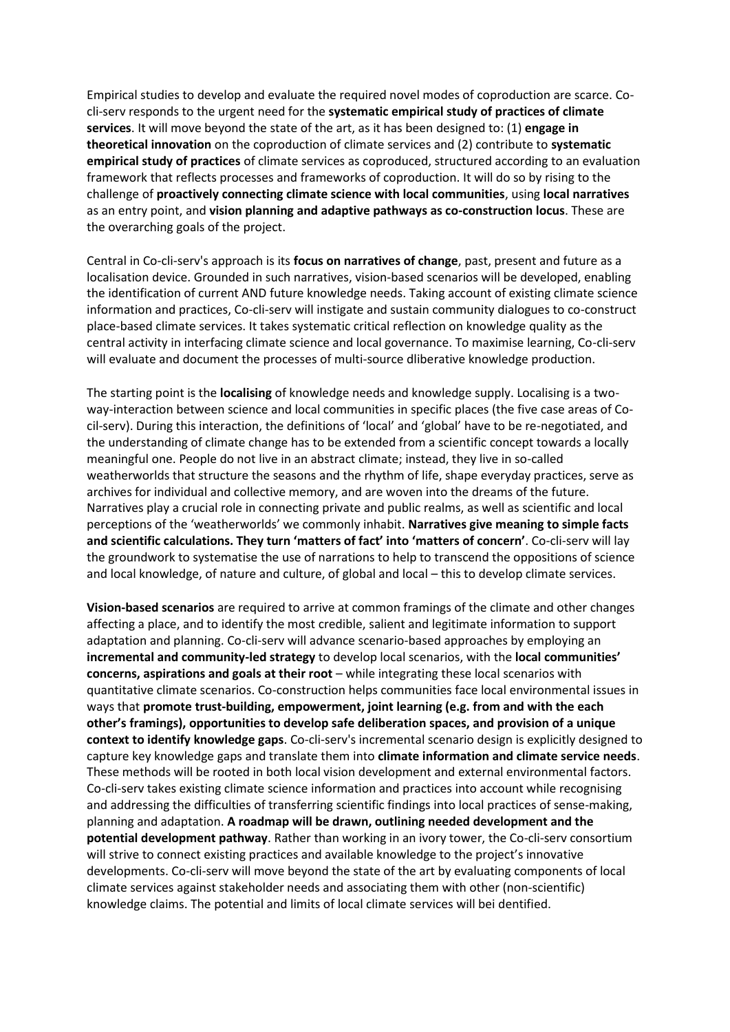Empirical studies to develop and evaluate the required novel modes of coproduction are scarce. Co-cli-serv responds to the urgent need for the **systematic empirical study of practices of climate services**. It will move beyond the state of the art, as it has been designed to: (1) **engage in theoretical innovation** on the coproduction of climate services and (2) contribute to **systematic empirical study of practices** of climate services as coproduced, structured according to an evaluation framework that reflects processes and frameworks of coproduction. It will do so by rising to the challenge of **proactively connecting climate science with local communities**, using **local narratives** as an entry point, and **vision planning and adaptive pathways as co-construction locus**. These are the overarching goals of the project.

Central in Co-cli-serv's approach is its **focus on narratives of change**, past, present and future as a localisation device. Grounded in such narratives, vision-based scenarios will be developed, enabling the identification of current AND future knowledge needs. Taking account of existing climate science information and practices, Co-cli-serv will instigate and sustain community dialogues to co-construct place-based climate services. It takes systematic critical reflection on knowledge quality as the central activity in interfacing climate science and local governance. To maximise learning, Co-cli-serv will evaluate and document the processes of multi-source dliberative knowledge production.

The starting point is the **localising** of knowledge needs and knowledge supply. Localising is a two-way-interaction between science and local communities in specific places (the five case areas of Co-cil-serv). During this interaction, the definitions of 'local' and 'global' have to be re-negotiated, and the understanding of climate change has to be extended from a scientific concept towards a locally meaningful one. People do not live in an abstract climate; instead, they live in so-called weatherworlds that structure the seasons and the rhythm of life, shape everyday practices, serve as archives for individual and collective memory, and are woven into the dreams of the future. Narratives play a crucial role in connecting private and public realms, as well as scientific and local perceptions of the 'weatherworlds' we commonly inhabit. **Narratives give meaning to simple facts and scientific calculations. They turn 'matters of fact' into 'matters of concern'**. Co-cli-serv will lay the groundwork to systematise the use of narrations to help to transcend the oppositions of science and local knowledge, of nature and culture, of global and local – this to develop climate services.

**Vision-based scenarios** are required to arrive at common framings of the climate and other changes affecting a place, and to identify the most credible, salient and legitimate information to support adaptation and planning. Co-cli-serv will advance scenario-based approaches by employing an **incremental and community-led strategy** to develop local scenarios, with the **local communities' concerns, aspirations and goals at their root** – while integrating these local scenarios with quantitative climate scenarios. Co-construction helps communities face local environmental issues in ways that **promote trust-building, empowerment, joint learning (e.g. from and with the each other's framings), opportunities to develop safe deliberation spaces, and provision of a unique context to identify knowledge gaps**. Co-cli-serv's incremental scenario design is explicitly designed to capture key knowledge gaps and translate them into **climate information and climate service needs**. These methods will be rooted in both local vision development and external environmental factors. Co-cli-serv takes existing climate science information and practices into account while recognising and addressing the difficulties of transferring scientific findings into local practices of sense-making, planning and adaptation. **A roadmap will be drawn, outlining needed development and the potential development pathway**. Rather than working in an ivory tower, the Co-cli-serv consortium will strive to connect existing practices and available knowledge to the project's innovative developments. Co-cli-serv will move beyond the state of the art by evaluating components of local climate services against stakeholder needs and associating them with other (non-scientific) knowledge claims. The potential and limits of local climate services will bei dentified.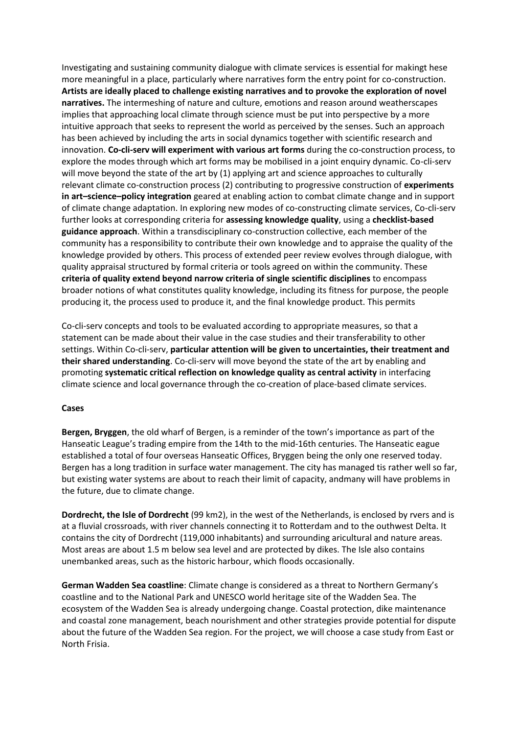Investigating and sustaining community dialogue with climate services is essential for makingt hese more meaningful in a place, particularly where narratives form the entry point for co-construction. **Artists are ideally placed to challenge existing narratives and to provoke the exploration of novel narratives.** The intermeshing of nature and culture, emotions and reason around weatherscapes implies that approaching local climate through science must be put into perspective by a more intuitive approach that seeks to represent the world as perceived by the senses. Such an approach has been achieved by including the arts in social dynamics together with scientific research and innovation. **Co-cli-serv will experiment with various art forms** during the co-construction process, to explore the modes through which art forms may be mobilised in a joint enquiry dynamic. Co-cli-serv will move beyond the state of the art by (1) applying art and science approaches to culturally relevant climate co-construction process (2) contributing to progressive construction of **experiments in art–science–policy integration** geared at enabling action to combat climate change and in support of climate change adaptation. In exploring new modes of co-constructing climate services, Co-cli-serv further looks at corresponding criteria for **assessing knowledge quality**, using a **checklist-based guidance approach**. Within a transdisciplinary co-construction collective, each member of the community has a responsibility to contribute their own knowledge and to appraise the quality of the knowledge provided by others. This process of extended peer review evolves through dialogue, with quality appraisal structured by formal criteria or tools agreed on within the community. These **criteria of quality extend beyond narrow criteria of single scientific disciplines** to encompass broader notions of what constitutes quality knowledge, including its fitness for purpose, the people producing it, the process used to produce it, and the final knowledge product. This permits

Co-cli-serv concepts and tools to be evaluated according to appropriate measures, so that a statement can be made about their value in the case studies and their transferability to other settings. Within Co-cli-serv, **particular attention will be given to uncertainties, their treatment and their shared understanding**. Co-cli-serv will move beyond the state of the art by enabling and promoting **systematic critical reflection on knowledge quality as central activity** in interfacing climate science and local governance through the co-creation of place-based climate services.

**Cases**

**Bergen, Bryggen**, the old wharf of Bergen, is a reminder of the town's importance as part of the Hanseatic League's trading empire from the 14th to the mid-16th centuries. The Hanseatic eague established a total of four overseas Hanseatic Offices, Bryggen being the only one reserved today. Bergen has a long tradition in surface water management. The city has managed tis rather well so far, but existing water systems are about to reach their limit of capacity, andmany will have problems in the future, due to climate change.

**Dordrecht, the Isle of Dordrecht** (99 km2), in the west of the Netherlands, is enclosed by rvers and is at a fluvial crossroads, with river channels connecting it to Rotterdam and to the outhwest Delta. It contains the city of Dordrecht (119,000 inhabitants) and surrounding aricultural and nature areas. Most areas are about 1.5 m below sea level and are protected by dikes. The Isle also contains unembanked areas, such as the historic harbour, which floods occasionally.

**German Wadden Sea coastline**: Climate change is considered as a threat to Northern Germany's coastline and to the National Park and UNESCO world heritage site of the Wadden Sea. The ecosystem of the Wadden Sea is already undergoing change. Coastal protection, dike maintenance and coastal zone management, beach nourishment and other strategies provide potential for dispute about the future of the Wadden Sea region. For the project, we will choose a case study from East or North Frisia.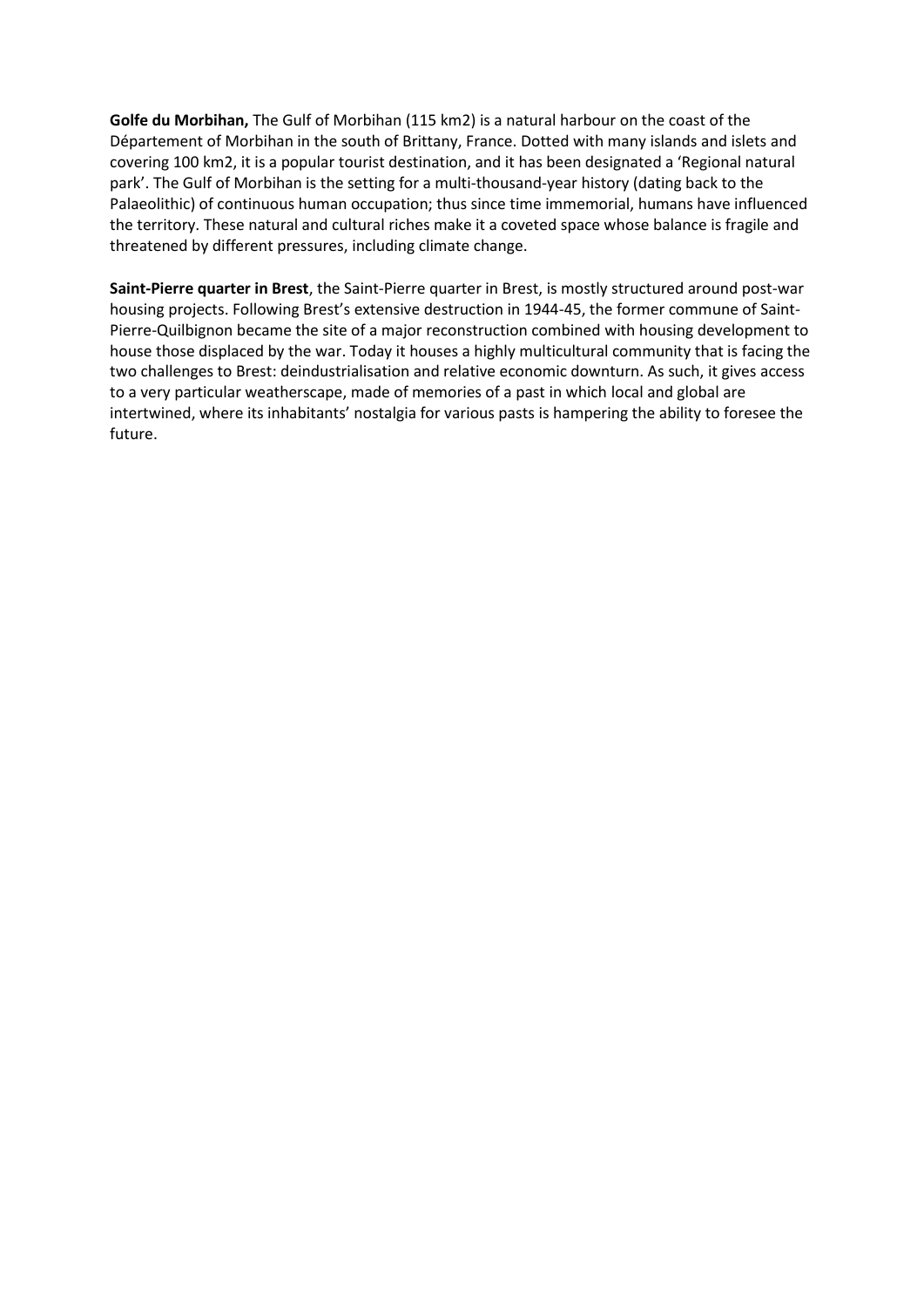**Golfe du Morbihan,** The Gulf of Morbihan (115 km2) is a natural harbour on the coast of the Département of Morbihan in the south of Brittany, France. Dotted with many islands and islets and covering 100 km2, it is a popular tourist destination, and it has been designated a 'Regional natural park'. The Gulf of Morbihan is the setting for a multi-thousand-year history (dating back to the Palaeolithic) of continuous human occupation; thus since time immemorial, humans have influenced the territory. These natural and cultural riches make it a coveted space whose balance is fragile and threatened by different pressures, including climate change.

**Saint-Pierre quarter in Brest**, the Saint-Pierre quarter in Brest, is mostly structured around post-war housing projects. Following Brest's extensive destruction in 1944-45, the former commune of Saint-Pierre-Quilbignon became the site of a major reconstruction combined with housing development to house those displaced by the war. Today it houses a highly multicultural community that is facing the two challenges to Brest: deindustrialisation and relative economic downturn. As such, it gives access to a very particular weatherscape, made of memories of a past in which local and global are intertwined, where its inhabitants' nostalgia for various pasts is hampering the ability to foresee the future.